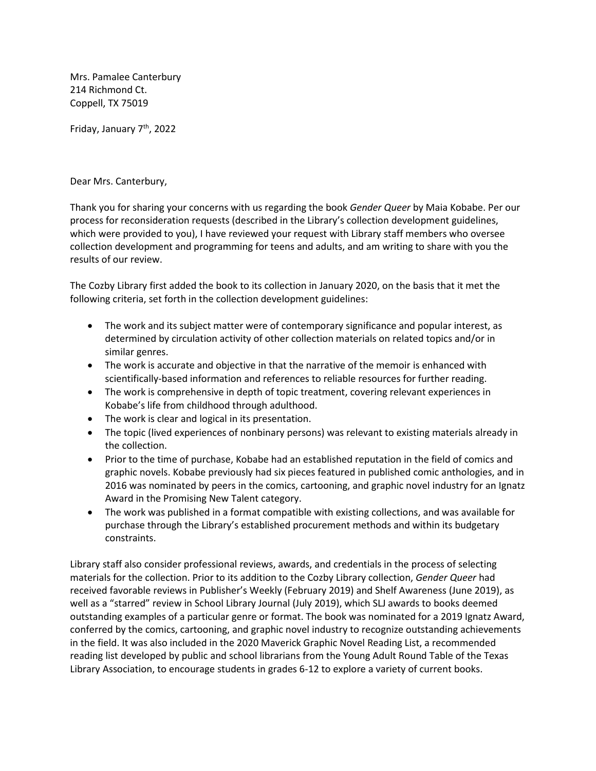Mrs. Pamalee Canterbury
214 Richmond Ct.
Coppell, TX 75019

Friday, January 7th, 2022

Dear Mrs. Canterbury,

Thank you for sharing your concerns with us regarding the book *Gender Queer* by Maia Kobabe. Per our process for reconsideration requests (described in the Library's collection development guidelines, which were provided to you), I have reviewed your request with Library staff members who oversee collection development and programming for teens and adults, and am writing to share with you the results of our review.

The Cozby Library first added the book to its collection in January 2020, on the basis that it met the following criteria, set forth in the collection development guidelines:

- The work and its subject matter were of contemporary significance and popular interest, as determined by circulation activity of other collection materials on related topics and/or in similar genres.
- The work is accurate and objective in that the narrative of the memoir is enhanced with scientifically-based information and references to reliable resources for further reading.
- The work is comprehensive in depth of topic treatment, covering relevant experiences in Kobabe's life from childhood through adulthood.
- The work is clear and logical in its presentation.
- The topic (lived experiences of nonbinary persons) was relevant to existing materials already in the collection.
- Prior to the time of purchase, Kobabe had an established reputation in the field of comics and graphic novels. Kobabe previously had six pieces featured in published comic anthologies, and in 2016 was nominated by peers in the comics, cartooning, and graphic novel industry for an Ignatz Award in the Promising New Talent category.
- The work was published in a format compatible with existing collections, and was available for purchase through the Library's established procurement methods and within its budgetary constraints.

Library staff also consider professional reviews, awards, and credentials in the process of selecting materials for the collection. Prior to its addition to the Cozby Library collection, *Gender Queer* had received favorable reviews in Publisher's Weekly (February 2019) and Shelf Awareness (June 2019), as well as a "starred" review in School Library Journal (July 2019), which SLJ awards to books deemed outstanding examples of a particular genre or format. The book was nominated for a 2019 Ignatz Award, conferred by the comics, cartooning, and graphic novel industry to recognize outstanding achievements in the field. It was also included in the 2020 Maverick Graphic Novel Reading List, a recommended reading list developed by public and school librarians from the Young Adult Round Table of the Texas Library Association, to encourage students in grades 6-12 to explore a variety of current books.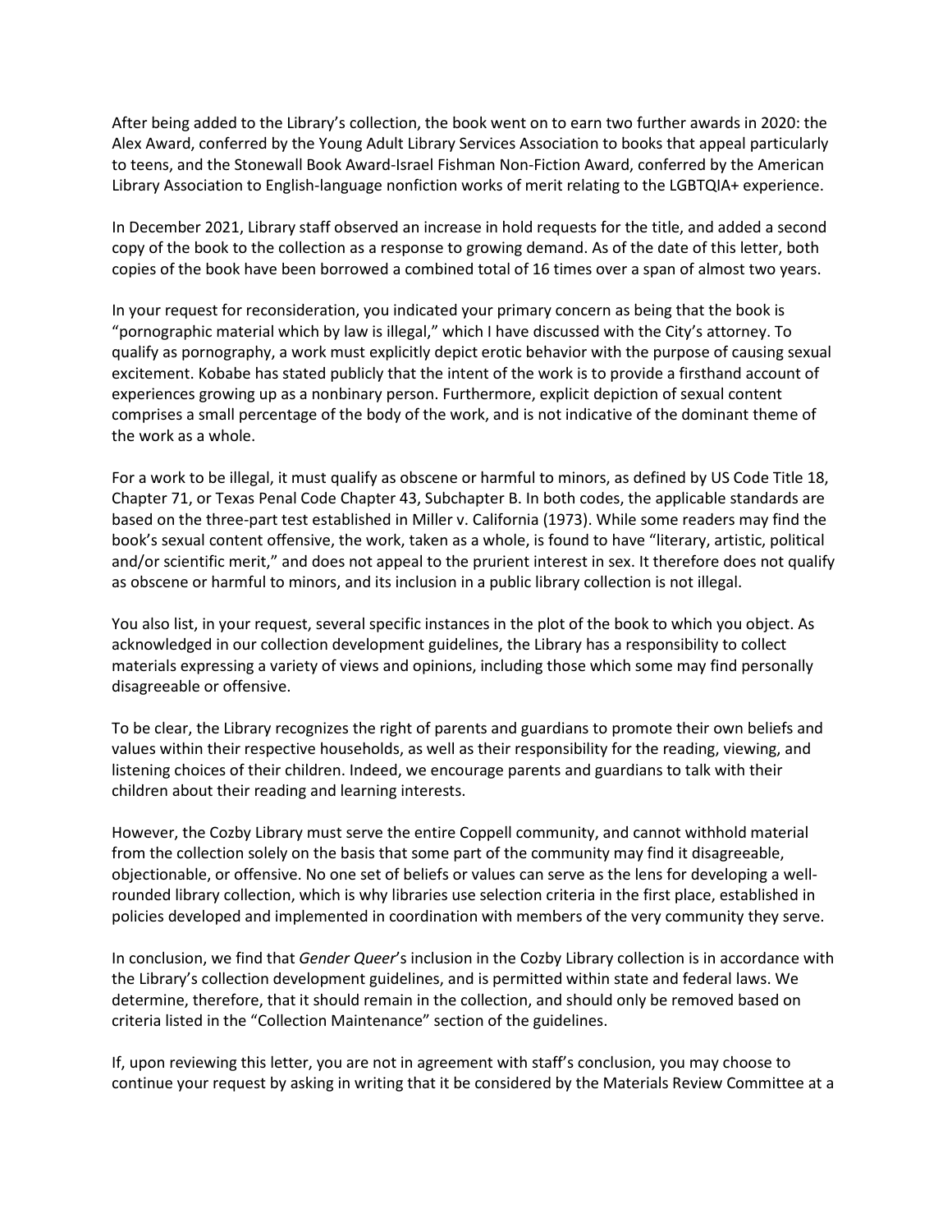After being added to the Library's collection, the book went on to earn two further awards in 2020: the Alex Award, conferred by the Young Adult Library Services Association to books that appeal particularly to teens, and the Stonewall Book Award-Israel Fishman Non-Fiction Award, conferred by the American Library Association to English-language nonfiction works of merit relating to the LGBTQIA+ experience.

In December 2021, Library staff observed an increase in hold requests for the title, and added a second copy of the book to the collection as a response to growing demand. As of the date of this letter, both copies of the book have been borrowed a combined total of 16 times over a span of almost two years.

In your request for reconsideration, you indicated your primary concern as being that the book is "pornographic material which by law is illegal," which I have discussed with the City's attorney. To qualify as pornography, a work must explicitly depict erotic behavior with the purpose of causing sexual excitement. Kobabe has stated publicly that the intent of the work is to provide a firsthand account of experiences growing up as a nonbinary person. Furthermore, explicit depiction of sexual content comprises a small percentage of the body of the work, and is not indicative of the dominant theme of the work as a whole.

For a work to be illegal, it must qualify as obscene or harmful to minors, as defined by US Code Title 18, Chapter 71, or Texas Penal Code Chapter 43, Subchapter B. In both codes, the applicable standards are based on the three-part test established in Miller v. California (1973). While some readers may find the book's sexual content offensive, the work, taken as a whole, is found to have "literary, artistic, political and/or scientific merit," and does not appeal to the prurient interest in sex. It therefore does not qualify as obscene or harmful to minors, and its inclusion in a public library collection is not illegal.

You also list, in your request, several specific instances in the plot of the book to which you object. As acknowledged in our collection development guidelines, the Library has a responsibility to collect materials expressing a variety of views and opinions, including those which some may find personally disagreeable or offensive.

To be clear, the Library recognizes the right of parents and guardians to promote their own beliefs and values within their respective households, as well as their responsibility for the reading, viewing, and listening choices of their children. Indeed, we encourage parents and guardians to talk with their children about their reading and learning interests.

However, the Cozby Library must serve the entire Coppell community, and cannot withhold material from the collection solely on the basis that some part of the community may find it disagreeable, objectionable, or offensive. No one set of beliefs or values can serve as the lens for developing a well-rounded library collection, which is why libraries use selection criteria in the first place, established in policies developed and implemented in coordination with members of the very community they serve.

In conclusion, we find that *Gender Queer*'s inclusion in the Cozby Library collection is in accordance with the Library's collection development guidelines, and is permitted within state and federal laws. We determine, therefore, that it should remain in the collection, and should only be removed based on criteria listed in the "Collection Maintenance" section of the guidelines.

If, upon reviewing this letter, you are not in agreement with staff's conclusion, you may choose to continue your request by asking in writing that it be considered by the Materials Review Committee at a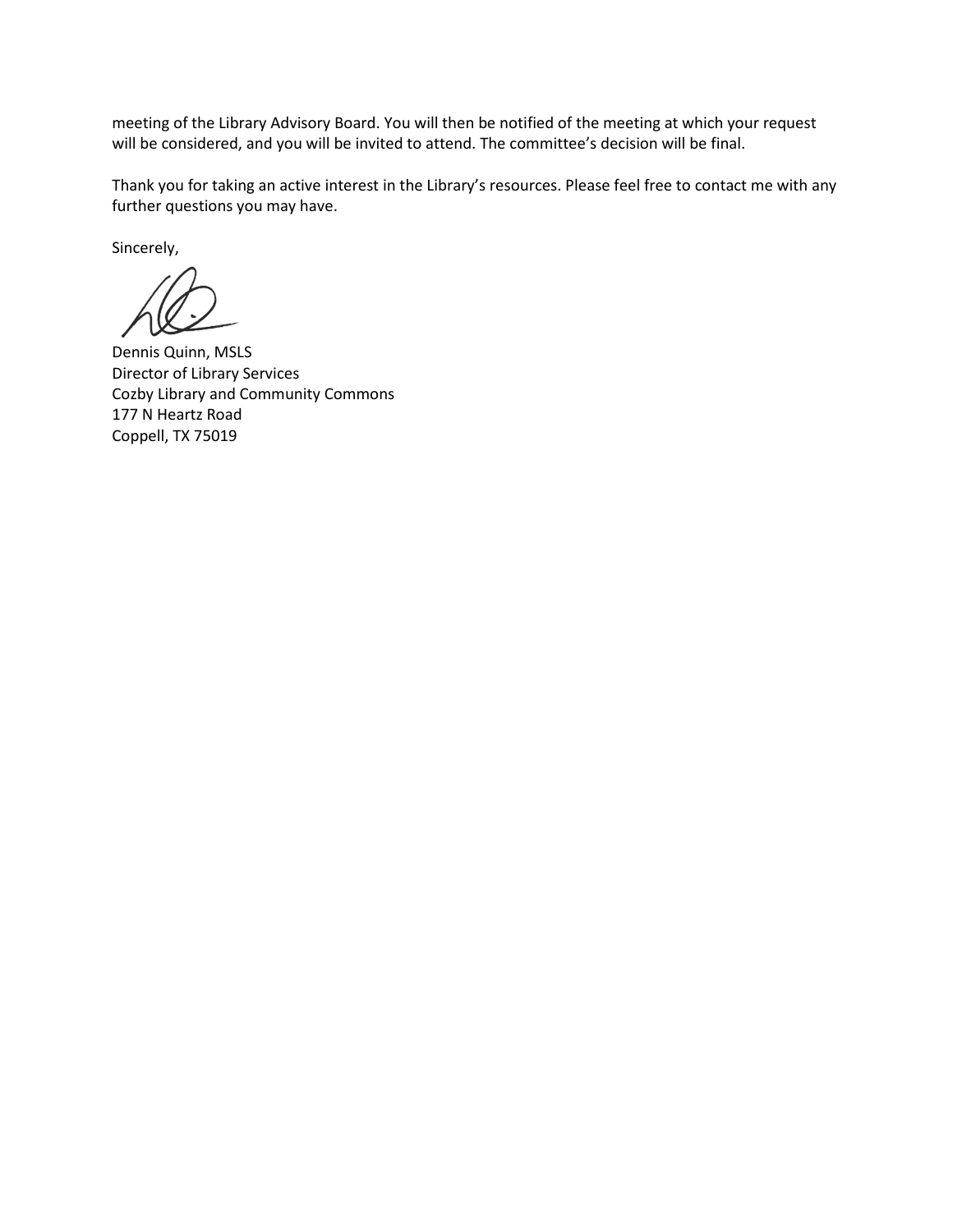meeting of the Library Advisory Board. You will then be notified of the meeting at which your request will be considered, and you will be invited to attend. The committee's decision will be final.

Thank you for taking an active interest in the Library's resources. Please feel free to contact me with any further questions you may have.

Sincerely,

Dennis Quinn, MSLS
Director of Library Services
Cozby Library and Community Commons
177 N Heartz Road
Coppell, TX 75019